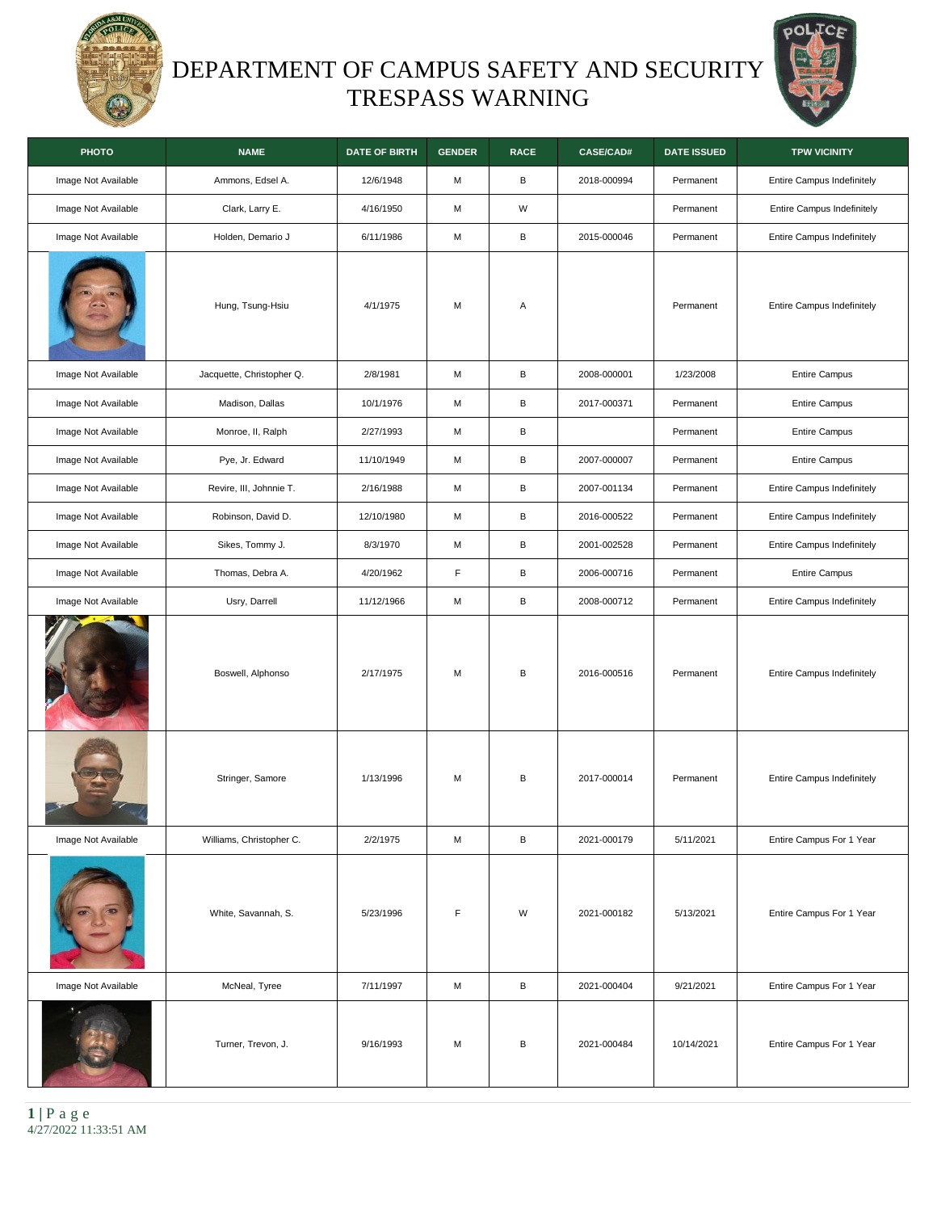# DEPARTMENT OF CAMPUS SAFETY AND SECURITY TRESPASS WARNING

| PHOTO | NAME | DATE OF BIRTH | GENDER | RACE | CASE/CAD# | DATE ISSUED | TPW VICINITY |
|---|---|---|---|---|---|---|---|
| Image Not Available | Ammons, Edsel A. | 12/6/1948 | M | B | 2018-000994 | Permanent | Entire Campus Indefinitely |
| Image Not Available | Clark, Larry E. | 4/16/1950 | M | W | | Permanent | Entire Campus Indefinitely |
| Image Not Available | Holden, Demario J | 6/11/1986 | M | B | 2015-000046 | Permanent | Entire Campus Indefinitely |
| | Hung, Tsung-Hsiu | 4/1/1975 | M | A | | Permanent | Entire Campus Indefinitely |
| Image Not Available | Jacquette, Christopher Q. | 2/8/1981 | M | B | 2008-000001 | 1/23/2008 | Entire Campus |
| Image Not Available | Madison, Dallas | 10/1/1976 | M | B | 2017-000371 | Permanent | Entire Campus |
| Image Not Available | Monroe, II, Ralph | 2/27/1993 | M | B | | Permanent | Entire Campus |
| Image Not Available | Pye, Jr. Edward | 11/10/1949 | M | B | 2007-000007 | Permanent | Entire Campus |
| Image Not Available | Revire, III, Johnnie T. | 2/16/1988 | M | B | 2007-001134 | Permanent | Entire Campus Indefinitely |
| Image Not Available | Robinson, David D. | 12/10/1980 | M | B | 2016-000522 | Permanent | Entire Campus Indefinitely |
| Image Not Available | Sikes, Tommy J. | 8/3/1970 | M | B | 2001-002528 | Permanent | Entire Campus Indefinitely |
| Image Not Available | Thomas, Debra A. | 4/20/1962 | F | B | 2006-000716 | Permanent | Entire Campus |
| Image Not Available | Usry, Darrell | 11/12/1966 | M | B | 2008-000712 | Permanent | Entire Campus Indefinitely |
| | Boswell, Alphonso | 2/17/1975 | M | B | 2016-000516 | Permanent | Entire Campus Indefinitely |
| | Stringer, Samore | 1/13/1996 | M | B | 2017-000014 | Permanent | Entire Campus Indefinitely |
| Image Not Available | Williams, Christopher C. | 2/2/1975 | M | B | 2021-000179 | 5/11/2021 | Entire Campus For 1 Year |
| | White, Savannah, S. | 5/23/1996 | F | W | 2021-000182 | 5/13/2021 | Entire Campus For 1 Year |
| Image Not Available | McNeal, Tyree | 7/11/1997 | M | B | 2021-000404 | 9/21/2021 | Entire Campus For 1 Year |
| | Turner, Trevon, J. | 9/16/1993 | M | B | 2021-000484 | 10/14/2021 | Entire Campus For 1 Year |

4/27/2022 11:33:51 AM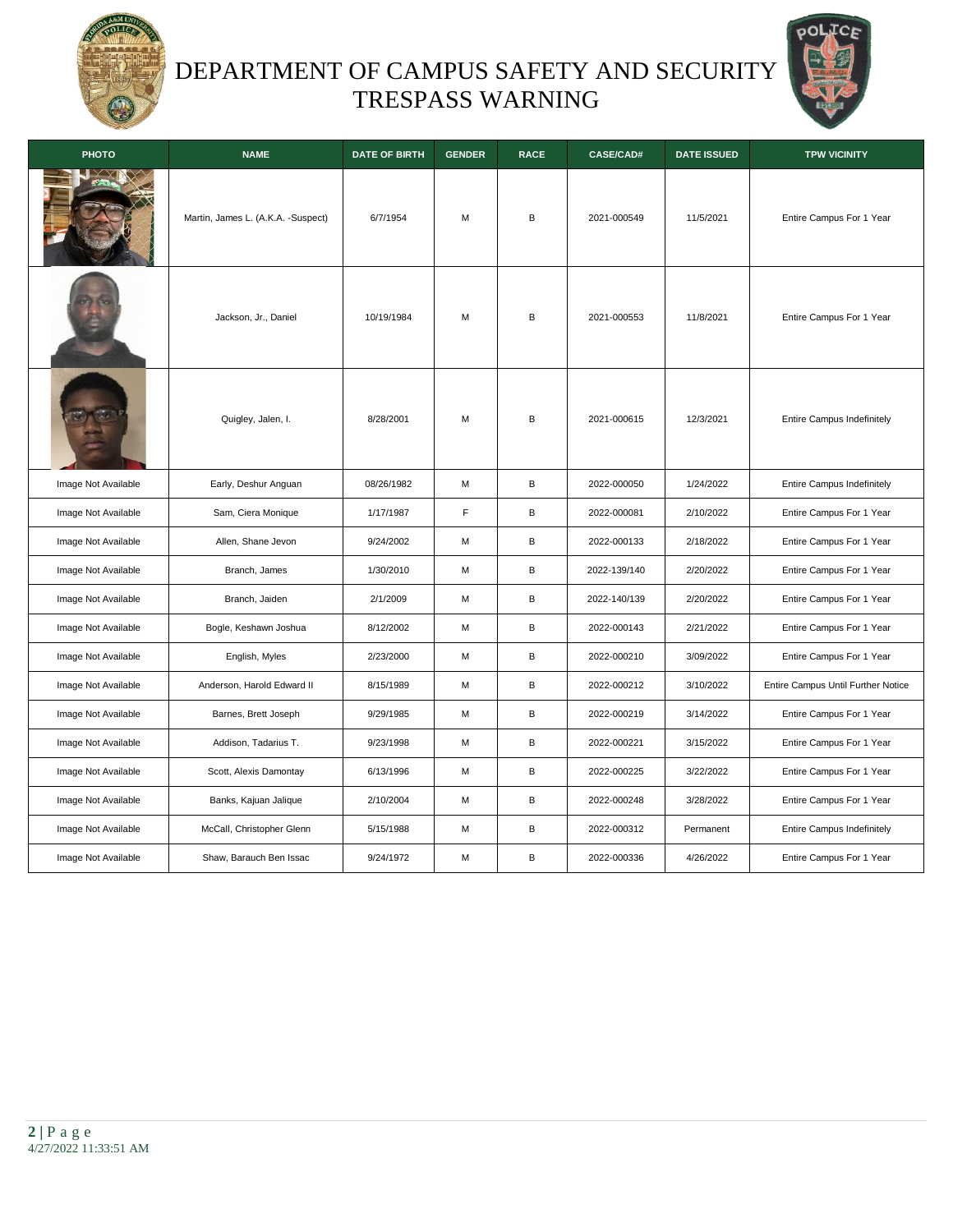# DEPARTMENT OF CAMPUS SAFETY AND SECURITY TRESPASS WARNING

| PHOTO | NAME | DATE OF BIRTH | GENDER | RACE | CASE/CAD# | DATE ISSUED | TPW VICINITY |
|---|---|---|---|---|---|---|---|
| | Martin, James L. (A.K.A. -Suspect) | 6/7/1954 | M | B | 2021-000549 | 11/5/2021 | Entire Campus For 1 Year |
| | Jackson, Jr., Daniel | 10/19/1984 | M | B | 2021-000553 | 11/8/2021 | Entire Campus For 1 Year |
| | Quigley, Jalen, I. | 8/28/2001 | M | B | 2021-000615 | 12/3/2021 | Entire Campus Indefinitely |
| Image Not Available | Early, Deshur Anguan | 08/26/1982 | M | B | 2022-000050 | 1/24/2022 | Entire Campus Indefinitely |
| Image Not Available | Sam, Ciera Monique | 1/17/1987 | F | B | 2022-000081 | 2/10/2022 | Entire Campus For 1 Year |
| Image Not Available | Allen, Shane Jevon | 9/24/2002 | M | B | 2022-000133 | 2/18/2022 | Entire Campus For 1 Year |
| Image Not Available | Branch, James | 1/30/2010 | M | B | 2022-139/140 | 2/20/2022 | Entire Campus For 1 Year |
| Image Not Available | Branch, Jaiden | 2/1/2009 | M | B | 2022-140/139 | 2/20/2022 | Entire Campus For 1 Year |
| Image Not Available | Bogle, Keshawn Joshua | 8/12/2002 | M | B | 2022-000143 | 2/21/2022 | Entire Campus For 1 Year |
| Image Not Available | English, Myles | 2/23/2000 | M | B | 2022-000210 | 3/09/2022 | Entire Campus For 1 Year |
| Image Not Available | Anderson, Harold Edward II | 8/15/1989 | M | B | 2022-000212 | 3/10/2022 | Entire Campus Until Further Notice |
| Image Not Available | Barnes, Brett Joseph | 9/29/1985 | M | B | 2022-000219 | 3/14/2022 | Entire Campus For 1 Year |
| Image Not Available | Addison, Tadarius T. | 9/23/1998 | M | B | 2022-000221 | 3/15/2022 | Entire Campus For 1 Year |
| Image Not Available | Scott, Alexis Damontay | 6/13/1996 | M | B | 2022-000225 | 3/22/2022 | Entire Campus For 1 Year |
| Image Not Available | Banks, Kajuan Jalique | 2/10/2004 | M | B | 2022-000248 | 3/28/2022 | Entire Campus For 1 Year |
| Image Not Available | McCall, Christopher Glenn | 5/15/1988 | M | B | 2022-000312 | Permanent | Entire Campus Indefinitely |
| Image Not Available | Shaw, Barauch Ben Issac | 9/24/1972 | M | B | 2022-000336 | 4/26/2022 | Entire Campus For 1 Year |

4/27/2022 11:33:51 AM